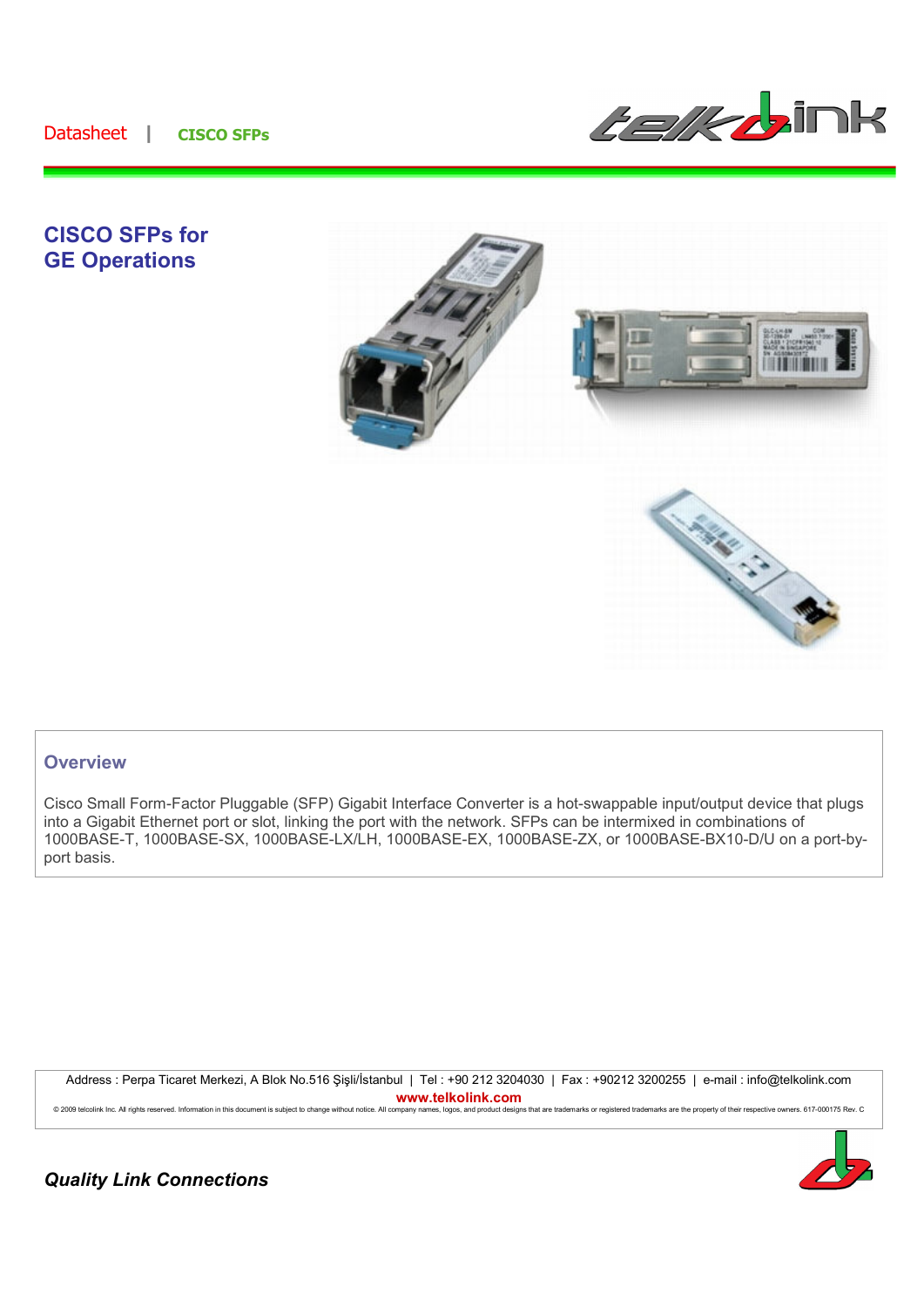Datasheet | CISCO SFPs

# CISCO SFPs for GE Operations

## Overview

Cisco Small Form-Factor Pluggable (SFP) Gigabit Interface Converter is a hot-swappable input/output device that plugs into a Gigabit Ethernet port or slot, linking the port with the network. SFPs can be intermixed in combinations of 1000BASE-T, 1000BASE-SX, 1000BASE-LX/LH, 1000BASE-EX, 1000BASE-ZX, or 1000BASE-BX10-D/U on a port-by-port basis.

Address : Perpa Ticaret Merkezi, A Blok No.516 Şişli/İstanbul | Tel : +90 212 3204030 | Fax : +90212 3200255 | e-mail : info@telkolink.com

**www.telkolink.com**

© 2009 telcolink Inc. All rights reserved. Information in this document is subject to change without notice. All company names, logos, and product designs that are trademarks or registered trademarks are the property of their respective owners. 617-000175 Rev. C

***Quality Link Connections***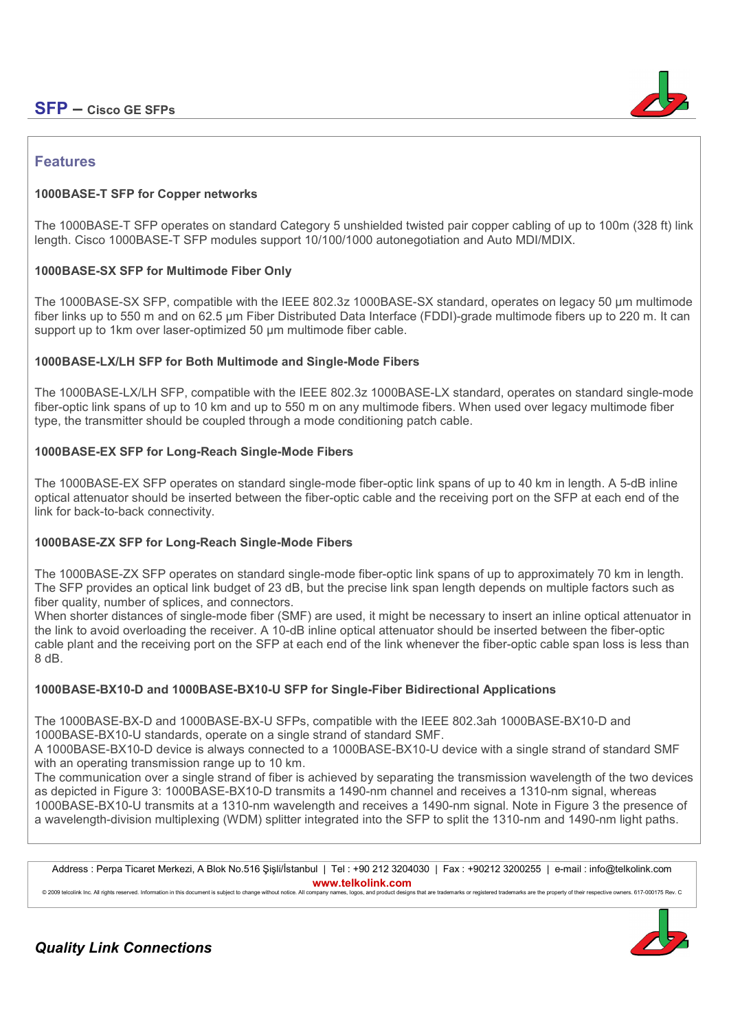## Features

### 1000BASE-T SFP for Copper networks

The 1000BASE-T SFP operates on standard Category 5 unshielded twisted pair copper cabling of up to 100m (328 ft) link length. Cisco 1000BASE-T SFP modules support 10/100/1000 autonegotiation and Auto MDI/MDIX.

### 1000BASE-SX SFP for Multimode Fiber Only

The 1000BASE-SX SFP, compatible with the IEEE 802.3z 1000BASE-SX standard, operates on legacy 50 µm multimode fiber links up to 550 m and on 62.5 µm Fiber Distributed Data Interface (FDDI)-grade multimode fibers up to 220 m. It can support up to 1km over laser-optimized 50 µm multimode fiber cable.

### 1000BASE-LX/LH SFP for Both Multimode and Single-Mode Fibers

The 1000BASE-LX/LH SFP, compatible with the IEEE 802.3z 1000BASE-LX standard, operates on standard single-mode fiber-optic link spans of up to 10 km and up to 550 m on any multimode fibers. When used over legacy multimode fiber type, the transmitter should be coupled through a mode conditioning patch cable.

### 1000BASE-EX SFP for Long-Reach Single-Mode Fibers

The 1000BASE-EX SFP operates on standard single-mode fiber-optic link spans of up to 40 km in length. A 5-dB inline optical attenuator should be inserted between the fiber-optic cable and the receiving port on the SFP at each end of the link for back-to-back connectivity.

### 1000BASE-ZX SFP for Long-Reach Single-Mode Fibers

The 1000BASE-ZX SFP operates on standard single-mode fiber-optic link spans of up to approximately 70 km in length. The SFP provides an optical link budget of 23 dB, but the precise link span length depends on multiple factors such as fiber quality, number of splices, and connectors.
When shorter distances of single-mode fiber (SMF) are used, it might be necessary to insert an inline optical attenuator in the link to avoid overloading the receiver. A 10-dB inline optical attenuator should be inserted between the fiber-optic cable plant and the receiving port on the SFP at each end of the link whenever the fiber-optic cable span loss is less than 8 dB.

### 1000BASE-BX10-D and 1000BASE-BX10-U SFP for Single-Fiber Bidirectional Applications

The 1000BASE-BX-D and 1000BASE-BX-U SFPs, compatible with the IEEE 802.3ah 1000BASE-BX10-D and 1000BASE-BX10-U standards, operate on a single strand of standard SMF.
A 1000BASE-BX10-D device is always connected to a 1000BASE-BX10-U device with a single strand of standard SMF with an operating transmission range up to 10 km.
The communication over a single strand of fiber is achieved by separating the transmission wavelength of the two devices as depicted in Figure 3: 1000BASE-BX10-D transmits a 1490-nm channel and receives a 1310-nm signal, whereas 1000BASE-BX10-U transmits at a 1310-nm wavelength and receives a 1490-nm signal. Note in Figure 3 the presence of a wavelength-division multiplexing (WDM) splitter integrated into the SFP to split the 1310-nm and 1490-nm light paths.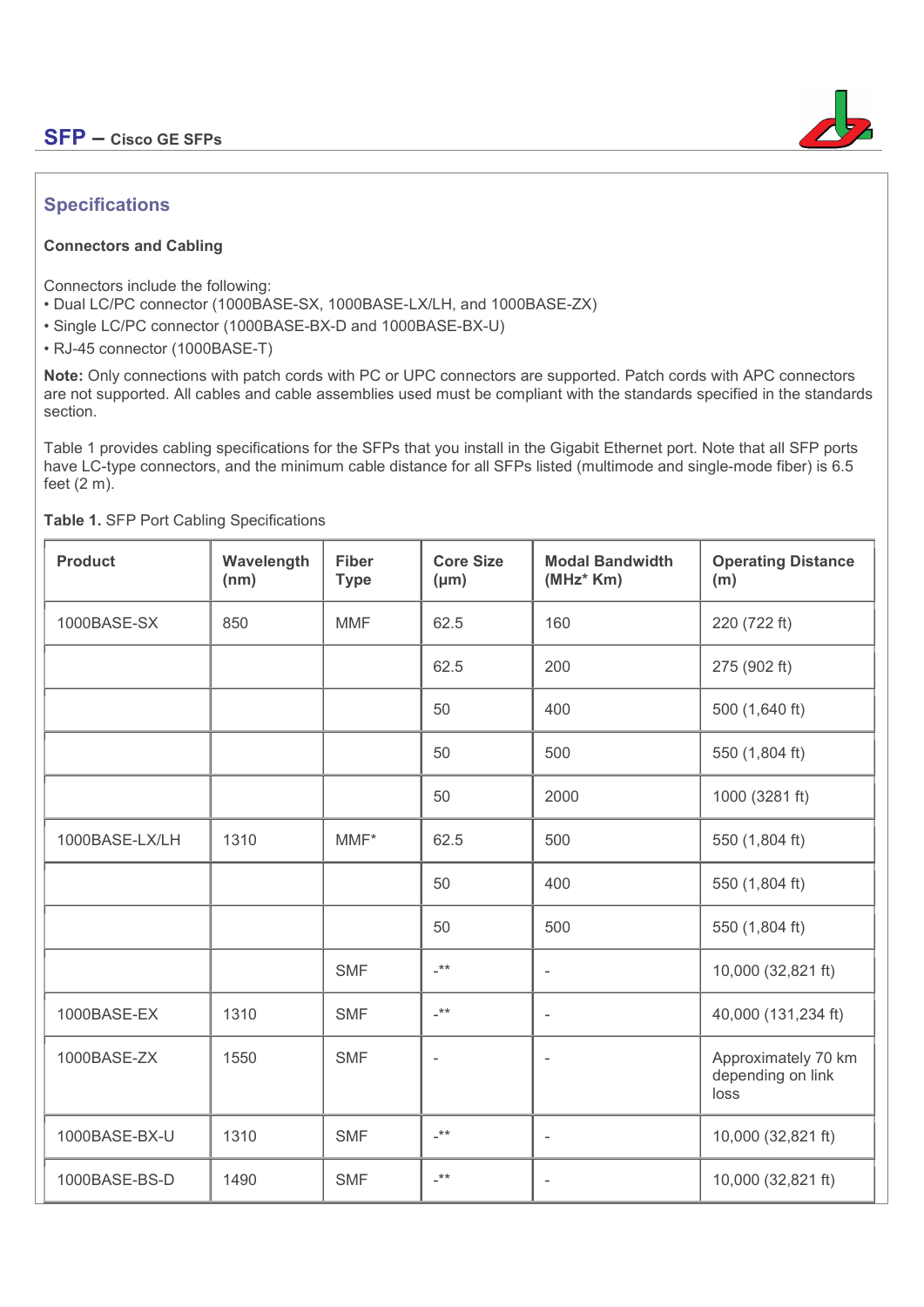## Specifications

### Connectors and Cabling

Connectors include the following:

- Dual LC/PC connector (1000BASE-SX, 1000BASE-LX/LH, and 1000BASE-ZX)
- Single LC/PC connector (1000BASE-BX-D and 1000BASE-BX-U)
- RJ-45 connector (1000BASE-T)

**Note:** Only connections with patch cords with PC or UPC connectors are supported. Patch cords with APC connectors are not supported. All cables and cable assemblies used must be compliant with the standards specified in the standards section.

Table 1 provides cabling specifications for the SFPs that you install in the Gigabit Ethernet port. Note that all SFP ports have LC-type connectors, and the minimum cable distance for all SFPs listed (multimode and single-mode fiber) is 6.5 feet (2 m).

**Table 1.** SFP Port Cabling Specifications

| Product | Wavelength (nm) | Fiber Type | Core Size (μm) | Modal Bandwidth (MHz* Km) | Operating Distance (m) |
|---|---|---|---|---|---|
| 1000BASE-SX | 850 | MMF | 62.5 | 160 | 220 (722 ft) |
| | | | 62.5 | 200 | 275 (902 ft) |
| | | | 50 | 400 | 500 (1,640 ft) |
| | | | 50 | 500 | 550 (1,804 ft) |
| | | | 50 | 2000 | 1000 (3281 ft) |
| 1000BASE-LX/LH | 1310 | MMF* | 62.5 | 500 | 550 (1,804 ft) |
| | | | 50 | 400 | 550 (1,804 ft) |
| | | | 50 | 500 | 550 (1,804 ft) |
| | | SMF | -** | - | 10,000 (32,821 ft) |
| 1000BASE-EX | 1310 | SMF | -** | - | 40,000 (131,234 ft) |
| 1000BASE-ZX | 1550 | SMF | - | - | Approximately 70 km depending on link loss |
| 1000BASE-BX-U | 1310 | SMF | -** | - | 10,000 (32,821 ft) |
| 1000BASE-BS-D | 1490 | SMF | -** | - | 10,000 (32,821 ft) |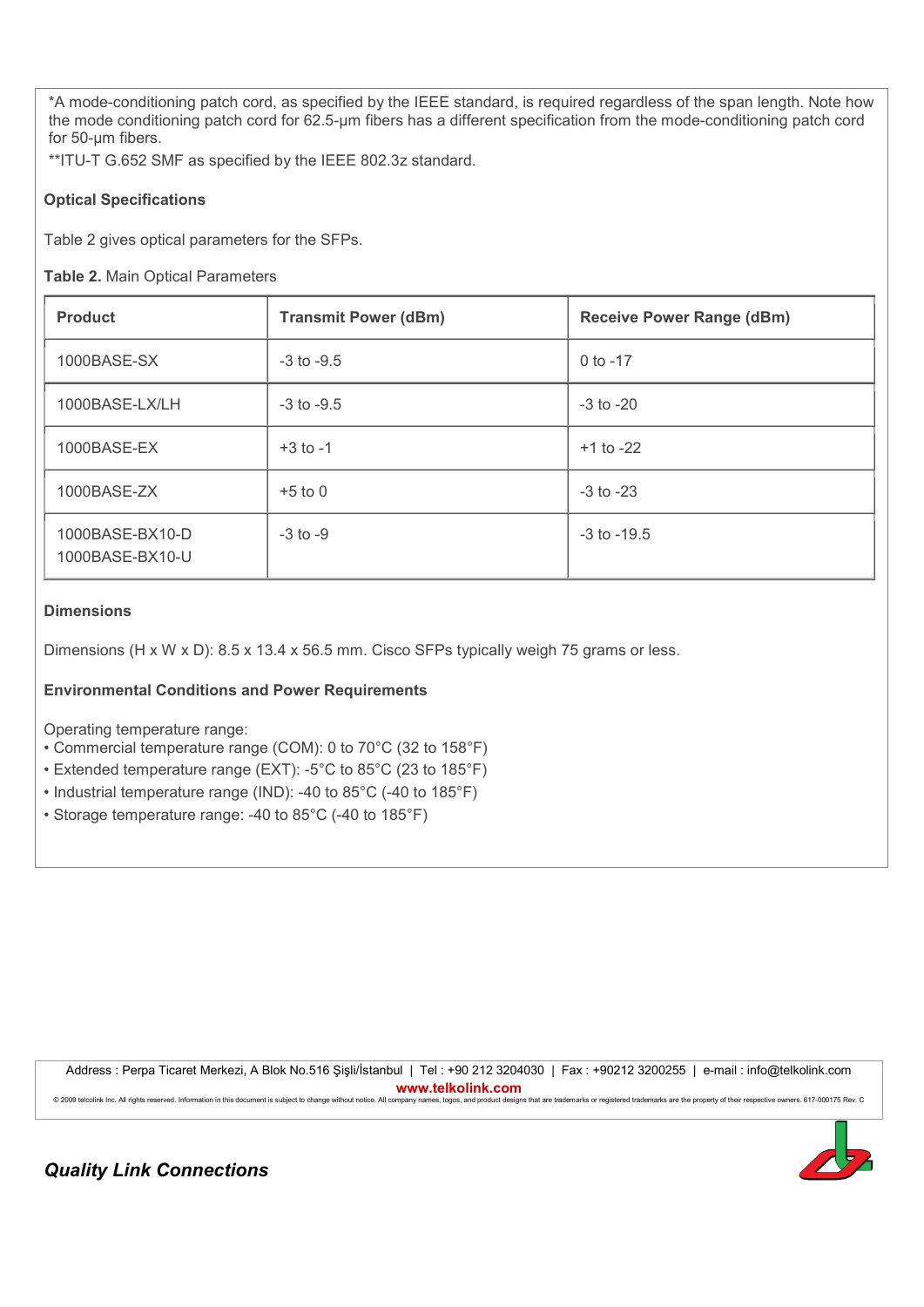*A mode-conditioning patch cord, as specified by the IEEE standard, is required regardless of the span length. Note how the mode conditioning patch cord for 62.5-µm fibers has a different specification from the mode-conditioning patch cord for 50-µm fibers.

**ITU-T G.652 SMF as specified by the IEEE 802.3z standard.

### Optical Specifications

Table 2 gives optical parameters for the SFPs.

**Table 2.** Main Optical Parameters

| Product | Transmit Power (dBm) | Receive Power Range (dBm) |
|---|---|---|
| 1000BASE-SX | -3 to -9.5 | 0 to -17 |
| 1000BASE-LX/LH | -3 to -9.5 | -3 to -20 |
| 1000BASE-EX | +3 to -1 | +1 to -22 |
| 1000BASE-ZX | +5 to 0 | -3 to -23 |
| 1000BASE-BX10-D 1000BASE-BX10-U | -3 to -9 | -3 to -19.5 |

### Dimensions

Dimensions (H x W x D): 8.5 x 13.4 x 56.5 mm. Cisco SFPs typically weigh 75 grams or less.

### Environmental Conditions and Power Requirements

Operating temperature range:

- Commercial temperature range (COM): 0 to 70°C (32 to 158°F)
- Extended temperature range (EXT): -5°C to 85°C (23 to 185°F)
- Industrial temperature range (IND): -40 to 85°C (-40 to 185°F)
- Storage temperature range: -40 to 85°C (-40 to 185°F)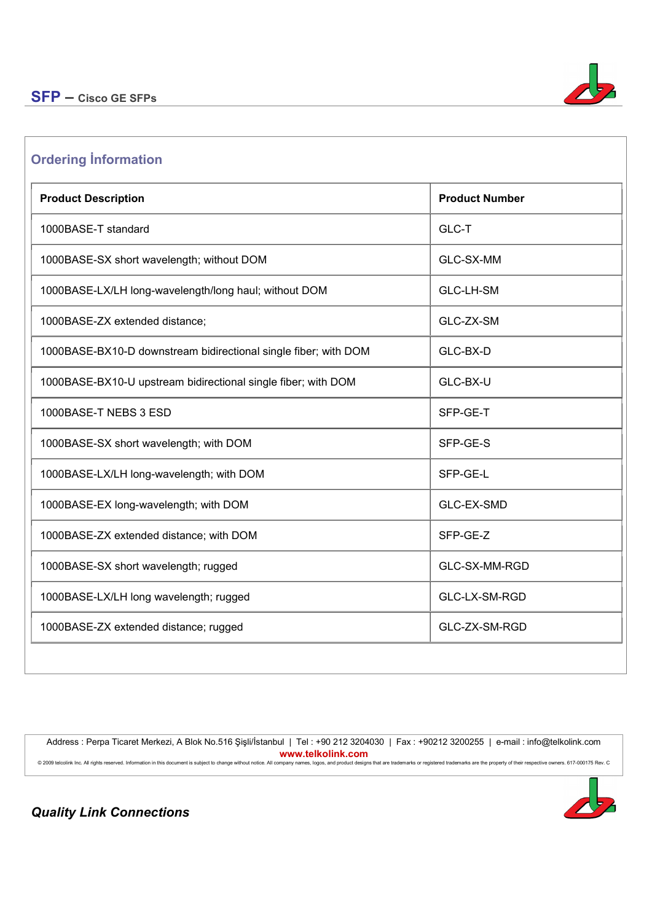## Ordering İnformation

| Product Description | Product Number |
|---|---|
| 1000BASE-T standard | GLC-T |
| 1000BASE-SX short wavelength; without DOM | GLC-SX-MM |
| 1000BASE-LX/LH long-wavelength/long haul; without DOM | GLC-LH-SM |
| 1000BASE-ZX extended distance; | GLC-ZX-SM |
| 1000BASE-BX10-D downstream bidirectional single fiber; with DOM | GLC-BX-D |
| 1000BASE-BX10-U upstream bidirectional single fiber; with DOM | GLC-BX-U |
| 1000BASE-T NEBS 3 ESD | SFP-GE-T |
| 1000BASE-SX short wavelength; with DOM | SFP-GE-S |
| 1000BASE-LX/LH long-wavelength; with DOM | SFP-GE-L |
| 1000BASE-EX long-wavelength; with DOM | GLC-EX-SMD |
| 1000BASE-ZX extended distance; with DOM | SFP-GE-Z |
| 1000BASE-SX short wavelength; rugged | GLC-SX-MM-RGD |
| 1000BASE-LX/LH long wavelength; rugged | GLC-LX-SM-RGD |
| 1000BASE-ZX extended distance; rugged | GLC-ZX-SM-RGD |

Address : Perpa Ticaret Merkezi, A Blok No.516 Şişli/İstanbul | Tel : +90 212 3204030 | Fax : +90212 3200255 | e-mail : info@telkolink.com

**www.telkolink.com**

© 2009 telcolink Inc. All rights reserved. Information in this document is subject to change without notice. All company names, logos, and product designs that are trademarks or registered trademarks are the property of their respective owners. 617-000175 Rev. C

***Quality Link Connections***